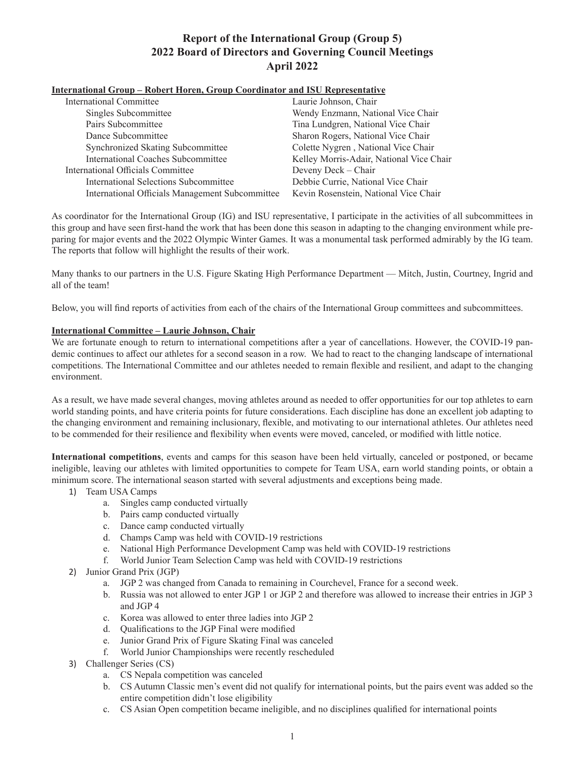# Report of the International Group (Group 5)
# 2022 Board of Directors and Governing Council Meetings
# April 2022

**International Group – Robert Horen, Group Coordinator and ISU Representative**

| | |
|---|---|
| International Committee | Laurie Johnson, Chair |
| Singles Subcommittee | Wendy Enzmann, National Vice Chair |
| Pairs Subcommittee | Tina Lundgren, National Vice Chair |
| Dance Subcommittee | Sharon Rogers, National Vice Chair |
| Synchronized Skating Subcommittee | Colette Nygren , National Vice Chair |
| International Coaches Subcommittee | Kelley Morris-Adair, National Vice Chair |
| International Officials Committee | Deveny Deck – Chair |
| International Selections Subcommittee | Debbie Currie, National Vice Chair |
| International Officials Management Subcommittee | Kevin Rosenstein, National Vice Chair |

As coordinator for the International Group (IG) and ISU representative, I participate in the activities of all subcommittees in this group and have seen first-hand the work that has been done this season in adapting to the changing environment while preparing for major events and the 2022 Olympic Winter Games. It was a monumental task performed admirably by the IG team. The reports that follow will highlight the results of their work.

Many thanks to our partners in the U.S. Figure Skating High Performance Department — Mitch, Justin, Courtney, Ingrid and all of the team!

Below, you will find reports of activities from each of the chairs of the International Group committees and subcommittees.

**International Committee – Laurie Johnson, Chair**

We are fortunate enough to return to international competitions after a year of cancellations. However, the COVID-19 pandemic continues to affect our athletes for a second season in a row. We had to react to the changing landscape of international competitions. The International Committee and our athletes needed to remain flexible and resilient, and adapt to the changing environment.

As a result, we have made several changes, moving athletes around as needed to offer opportunities for our top athletes to earn world standing points, and have criteria points for future considerations. Each discipline has done an excellent job adapting to the changing environment and remaining inclusionary, flexible, and motivating to our international athletes. Our athletes need to be commended for their resilience and flexibility when events were moved, canceled, or modified with little notice.

**International competitions**, events and camps for this season have been held virtually, canceled or postponed, or became ineligible, leaving our athletes with limited opportunities to compete for Team USA, earn world standing points, or obtain a minimum score. The international season started with several adjustments and exceptions being made.

1) Team USA Camps
   a. Singles camp conducted virtually
   b. Pairs camp conducted virtually
   c. Dance camp conducted virtually
   d. Champs Camp was held with COVID-19 restrictions
   e. National High Performance Development Camp was held with COVID-19 restrictions
   f. World Junior Team Selection Camp was held with COVID-19 restrictions
2) Junior Grand Prix (JGP)
   a. JGP 2 was changed from Canada to remaining in Courchevel, France for a second week.
   b. Russia was not allowed to enter JGP 1 or JGP 2 and therefore was allowed to increase their entries in JGP 3 and JGP 4
   c. Korea was allowed to enter three ladies into JGP 2
   d. Qualifications to the JGP Final were modified
   e. Junior Grand Prix of Figure Skating Final was canceled
   f. World Junior Championships were recently rescheduled
3) Challenger Series (CS)
   a. CS Nepala competition was canceled
   b. CS Autumn Classic men's event did not qualify for international points, but the pairs event was added so the entire competition didn't lose eligibility
   c. CS Asian Open competition became ineligible, and no disciplines qualified for international points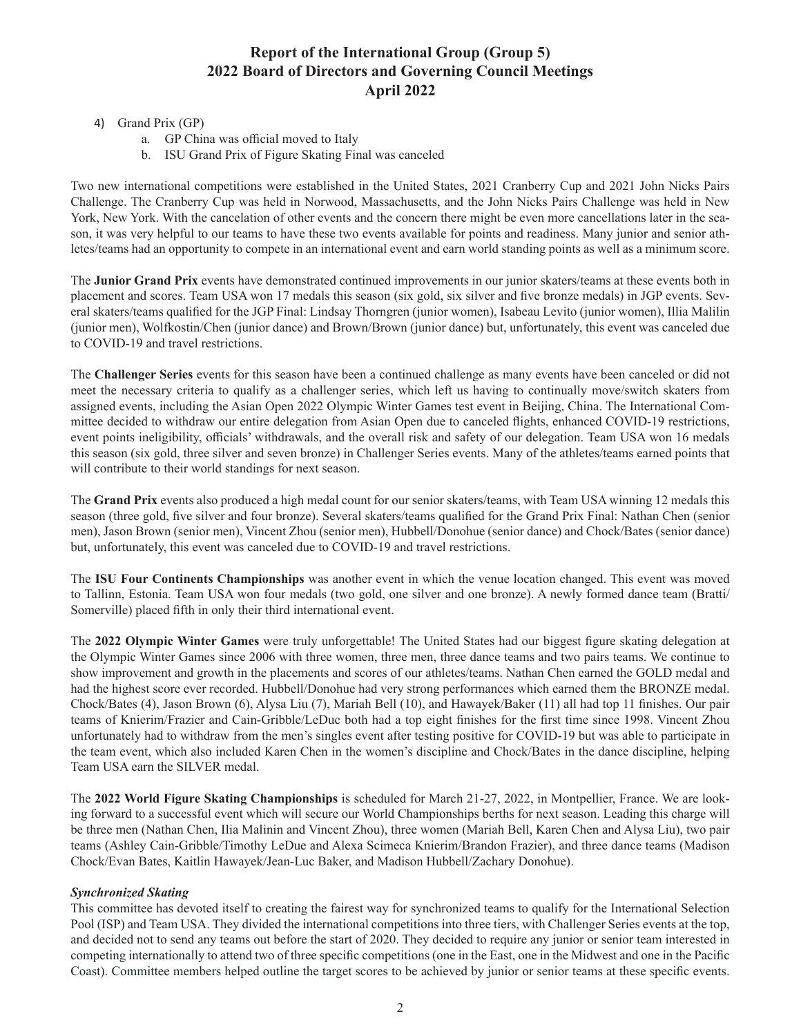# Report of the International Group (Group 5)
# 2022 Board of Directors and Governing Council Meetings
# April 2022

4) Grand Prix (GP)
    a. GP China was official moved to Italy
    b. ISU Grand Prix of Figure Skating Final was canceled

Two new international competitions were established in the United States, 2021 Cranberry Cup and 2021 John Nicks Pairs Challenge. The Cranberry Cup was held in Norwood, Massachusetts, and the John Nicks Pairs Challenge was held in New York, New York. With the cancelation of other events and the concern there might be even more cancellations later in the season, it was very helpful to our teams to have these two events available for points and readiness. Many junior and senior athletes/teams had an opportunity to compete in an international event and earn world standing points as well as a minimum score.

The **Junior Grand Prix** events have demonstrated continued improvements in our junior skaters/teams at these events both in placement and scores. Team USA won 17 medals this season (six gold, six silver and five bronze medals) in JGP events. Several skaters/teams qualified for the JGP Final: Lindsay Thorngren (junior women), Isabeau Levito (junior women), Illia Malilin (junior men), Wolfkostin/Chen (junior dance) and Brown/Brown (junior dance) but, unfortunately, this event was canceled due to COVID-19 and travel restrictions.

The **Challenger Series** events for this season have been a continued challenge as many events have been canceled or did not meet the necessary criteria to qualify as a challenger series, which left us having to continually move/switch skaters from assigned events, including the Asian Open 2022 Olympic Winter Games test event in Beijing, China. The International Committee decided to withdraw our entire delegation from Asian Open due to canceled flights, enhanced COVID-19 restrictions, event points ineligibility, officials' withdrawals, and the overall risk and safety of our delegation. Team USA won 16 medals this season (six gold, three silver and seven bronze) in Challenger Series events. Many of the athletes/teams earned points that will contribute to their world standings for next season.

The **Grand Prix** events also produced a high medal count for our senior skaters/teams, with Team USA winning 12 medals this season (three gold, five silver and four bronze). Several skaters/teams qualified for the Grand Prix Final: Nathan Chen (senior men), Jason Brown (senior men), Vincent Zhou (senior men), Hubbell/Donohue (senior dance) and Chock/Bates (senior dance) but, unfortunately, this event was canceled due to COVID-19 and travel restrictions.

The **ISU Four Continents Championships** was another event in which the venue location changed. This event was moved to Tallinn, Estonia. Team USA won four medals (two gold, one silver and one bronze). A newly formed dance team (Bratti/Somerville) placed fifth in only their third international event.

The **2022 Olympic Winter Games** were truly unforgettable! The United States had our biggest figure skating delegation at the Olympic Winter Games since 2006 with three women, three men, three dance teams and two pairs teams. We continue to show improvement and growth in the placements and scores of our athletes/teams. Nathan Chen earned the GOLD medal and had the highest score ever recorded. Hubbell/Donohue had very strong performances which earned them the BRONZE medal. Chock/Bates (4), Jason Brown (6), Alysa Liu (7), Mariah Bell (10), and Hawayek/Baker (11) all had top 11 finishes. Our pair teams of Knierim/Frazier and Cain-Gribble/LeDuc both had a top eight finishes for the first time since 1998. Vincent Zhou unfortunately had to withdraw from the men's singles event after testing positive for COVID-19 but was able to participate in the team event, which also included Karen Chen in the women's discipline and Chock/Bates in the dance discipline, helping Team USA earn the SILVER medal.

The **2022 World Figure Skating Championships** is scheduled for March 21-27, 2022, in Montpellier, France. We are looking forward to a successful event which will secure our World Championships berths for next season. Leading this charge will be three men (Nathan Chen, Ilia Malinin and Vincent Zhou), three women (Mariah Bell, Karen Chen and Alysa Liu), two pair teams (Ashley Cain-Gribble/Timothy LeDue and Alexa Scimeca Knierim/Brandon Frazier), and three dance teams (Madison Chock/Evan Bates, Kaitlin Hawayek/Jean-Luc Baker, and Madison Hubbell/Zachary Donohue).

***Synchronized Skating***

This committee has devoted itself to creating the fairest way for synchronized teams to qualify for the International Selection Pool (ISP) and Team USA. They divided the international competitions into three tiers, with Challenger Series events at the top, and decided not to send any teams out before the start of 2020. They decided to require any junior or senior team interested in competing internationally to attend two of three specific competitions (one in the East, one in the Midwest and one in the Pacific Coast). Committee members helped outline the target scores to be achieved by junior or senior teams at these specific events.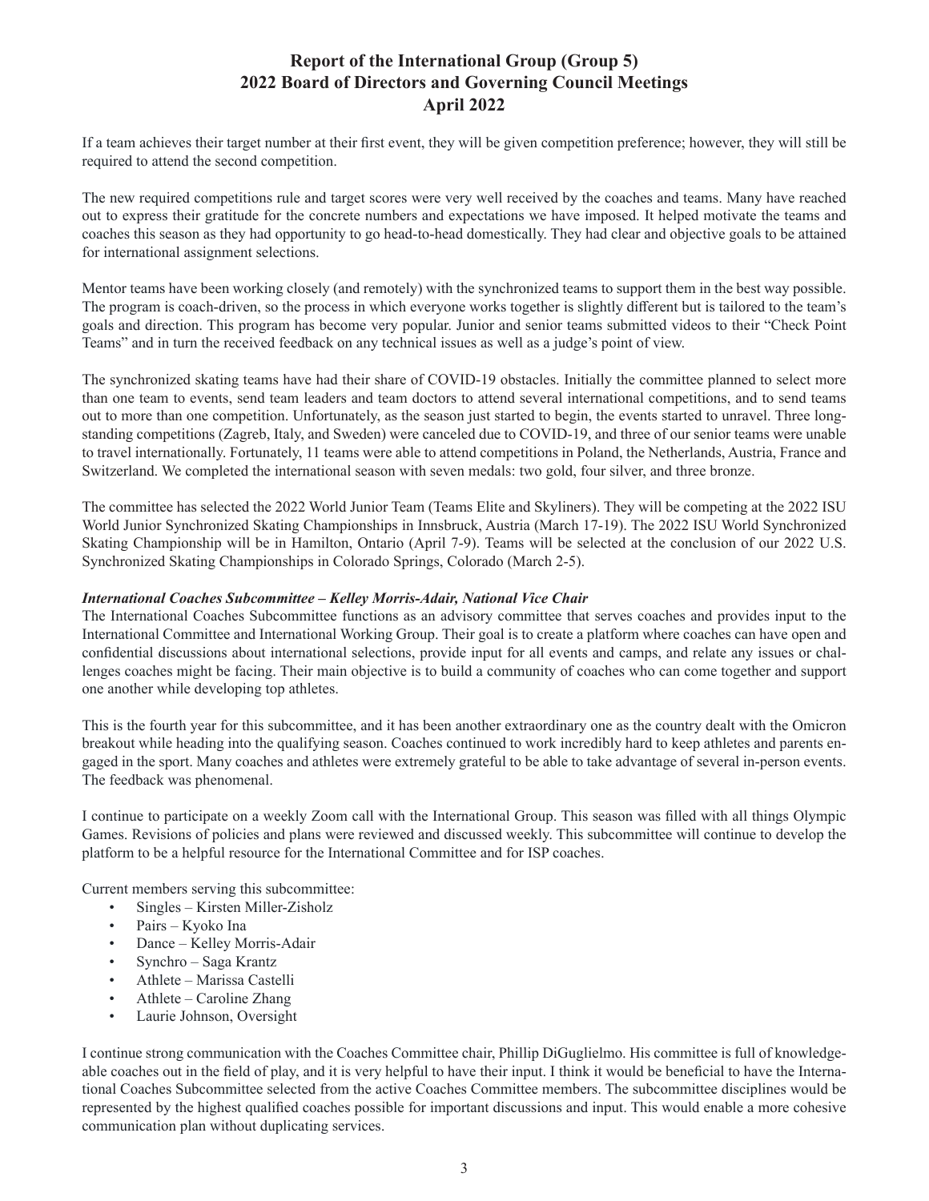# Report of the International Group (Group 5)
# 2022 Board of Directors and Governing Council Meetings
# April 2022

If a team achieves their target number at their first event, they will be given competition preference; however, they will still be required to attend the second competition.

The new required competitions rule and target scores were very well received by the coaches and teams. Many have reached out to express their gratitude for the concrete numbers and expectations we have imposed. It helped motivate the teams and coaches this season as they had opportunity to go head-to-head domestically. They had clear and objective goals to be attained for international assignment selections.

Mentor teams have been working closely (and remotely) with the synchronized teams to support them in the best way possible. The program is coach-driven, so the process in which everyone works together is slightly different but is tailored to the team's goals and direction. This program has become very popular. Junior and senior teams submitted videos to their "Check Point Teams" and in turn the received feedback on any technical issues as well as a judge's point of view.

The synchronized skating teams have had their share of COVID-19 obstacles. Initially the committee planned to select more than one team to events, send team leaders and team doctors to attend several international competitions, and to send teams out to more than one competition. Unfortunately, as the season just started to begin, the events started to unravel. Three long-standing competitions (Zagreb, Italy, and Sweden) were canceled due to COVID-19, and three of our senior teams were unable to travel internationally. Fortunately, 11 teams were able to attend competitions in Poland, the Netherlands, Austria, France and Switzerland. We completed the international season with seven medals: two gold, four silver, and three bronze.

The committee has selected the 2022 World Junior Team (Teams Elite and Skyliners). They will be competing at the 2022 ISU World Junior Synchronized Skating Championships in Innsbruck, Austria (March 17-19). The 2022 ISU World Synchronized Skating Championship will be in Hamilton, Ontario (April 7-9). Teams will be selected at the conclusion of our 2022 U.S. Synchronized Skating Championships in Colorado Springs, Colorado (March 2-5).

***International Coaches Subcommittee – Kelley Morris-Adair, National Vice Chair***

The International Coaches Subcommittee functions as an advisory committee that serves coaches and provides input to the International Committee and International Working Group. Their goal is to create a platform where coaches can have open and confidential discussions about international selections, provide input for all events and camps, and relate any issues or challenges coaches might be facing. Their main objective is to build a community of coaches who can come together and support one another while developing top athletes.

This is the fourth year for this subcommittee, and it has been another extraordinary one as the country dealt with the Omicron breakout while heading into the qualifying season. Coaches continued to work incredibly hard to keep athletes and parents engaged in the sport. Many coaches and athletes were extremely grateful to be able to take advantage of several in-person events. The feedback was phenomenal.

I continue to participate on a weekly Zoom call with the International Group. This season was filled with all things Olympic Games. Revisions of policies and plans were reviewed and discussed weekly. This subcommittee will continue to develop the platform to be a helpful resource for the International Committee and for ISP coaches.

Current members serving this subcommittee:

- Singles – Kirsten Miller-Zisholz
- Pairs – Kyoko Ina
- Dance – Kelley Morris-Adair
- Synchro – Saga Krantz
- Athlete – Marissa Castelli
- Athlete – Caroline Zhang
- Laurie Johnson, Oversight

I continue strong communication with the Coaches Committee chair, Phillip DiGuglielmo. His committee is full of knowledgeable coaches out in the field of play, and it is very helpful to have their input. I think it would be beneficial to have the International Coaches Subcommittee selected from the active Coaches Committee members. The subcommittee disciplines would be represented by the highest qualified coaches possible for important discussions and input. This would enable a more cohesive communication plan without duplicating services.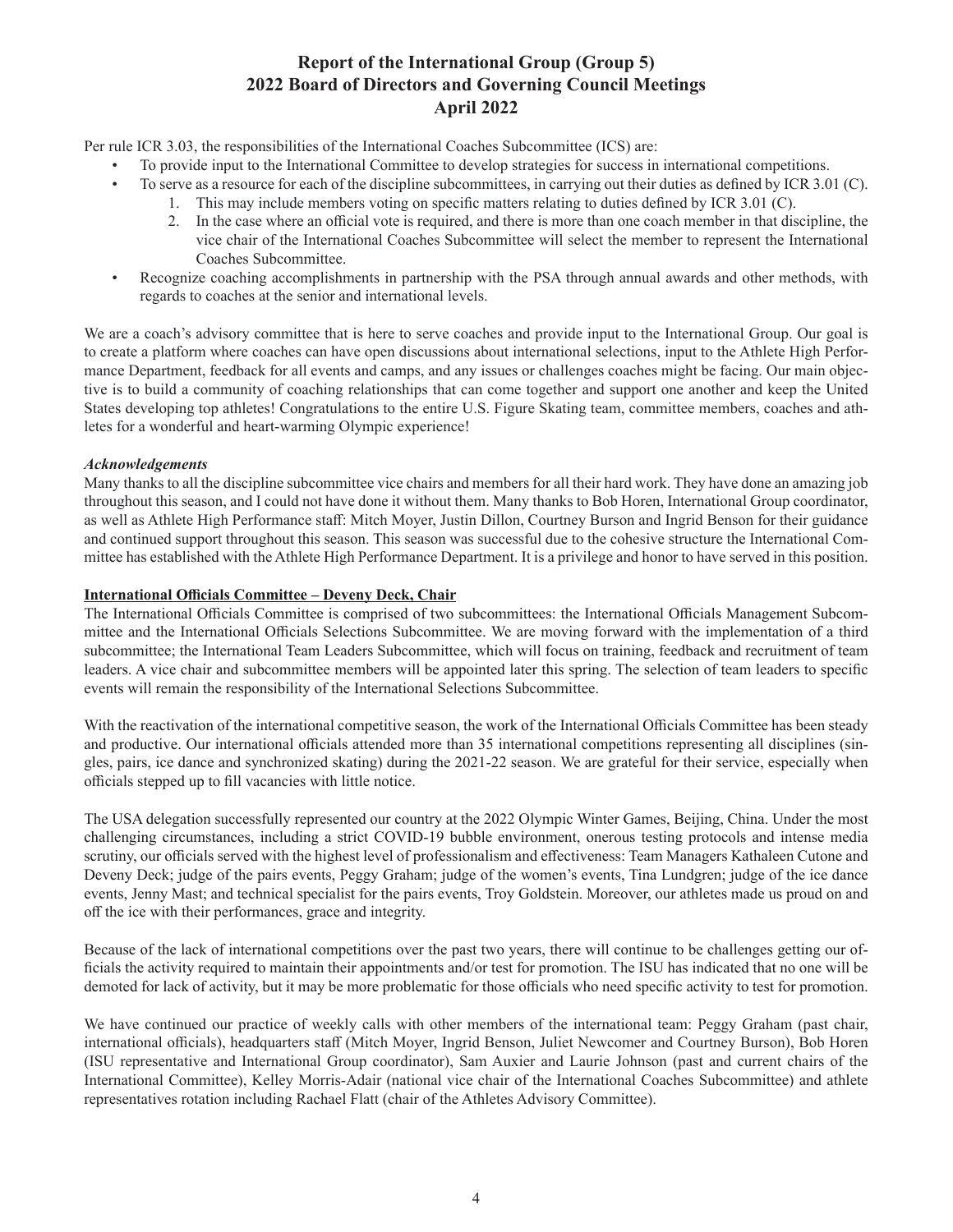# Report of the International Group (Group 5)
# 2022 Board of Directors and Governing Council Meetings
# April 2022

Per rule ICR 3.03, the responsibilities of the International Coaches Subcommittee (ICS) are:

- To provide input to the International Committee to develop strategies for success in international competitions.
- To serve as a resource for each of the discipline subcommittees, in carrying out their duties as defined by ICR 3.01 (C).
  1. This may include members voting on specific matters relating to duties defined by ICR 3.01 (C).
  2. In the case where an official vote is required, and there is more than one coach member in that discipline, the vice chair of the International Coaches Subcommittee will select the member to represent the International Coaches Subcommittee.
- Recognize coaching accomplishments in partnership with the PSA through annual awards and other methods, with regards to coaches at the senior and international levels.

We are a coach's advisory committee that is here to serve coaches and provide input to the International Group. Our goal is to create a platform where coaches can have open discussions about international selections, input to the Athlete High Performance Department, feedback for all events and camps, and any issues or challenges coaches might be facing. Our main objective is to build a community of coaching relationships that can come together and support one another and keep the United States developing top athletes! Congratulations to the entire U.S. Figure Skating team, committee members, coaches and athletes for a wonderful and heart-warming Olympic experience!

***Acknowledgements***

Many thanks to all the discipline subcommittee vice chairs and members for all their hard work. They have done an amazing job throughout this season, and I could not have done it without them. Many thanks to Bob Horen, International Group coordinator, as well as Athlete High Performance staff: Mitch Moyer, Justin Dillon, Courtney Burson and Ingrid Benson for their guidance and continued support throughout this season. This season was successful due to the cohesive structure the International Committee has established with the Athlete High Performance Department. It is a privilege and honor to have served in this position.

**International Officials Committee – Deveny Deck, Chair**

The International Officials Committee is comprised of two subcommittees: the International Officials Management Subcommittee and the International Officials Selections Subcommittee. We are moving forward with the implementation of a third subcommittee; the International Team Leaders Subcommittee, which will focus on training, feedback and recruitment of team leaders. A vice chair and subcommittee members will be appointed later this spring. The selection of team leaders to specific events will remain the responsibility of the International Selections Subcommittee.

With the reactivation of the international competitive season, the work of the International Officials Committee has been steady and productive. Our international officials attended more than 35 international competitions representing all disciplines (singles, pairs, ice dance and synchronized skating) during the 2021-22 season. We are grateful for their service, especially when officials stepped up to fill vacancies with little notice.

The USA delegation successfully represented our country at the 2022 Olympic Winter Games, Beijing, China. Under the most challenging circumstances, including a strict COVID-19 bubble environment, onerous testing protocols and intense media scrutiny, our officials served with the highest level of professionalism and effectiveness: Team Managers Kathaleen Cutone and Deveny Deck; judge of the pairs events, Peggy Graham; judge of the women's events, Tina Lundgren; judge of the ice dance events, Jenny Mast; and technical specialist for the pairs events, Troy Goldstein. Moreover, our athletes made us proud on and off the ice with their performances, grace and integrity.

Because of the lack of international competitions over the past two years, there will continue to be challenges getting our officials the activity required to maintain their appointments and/or test for promotion. The ISU has indicated that no one will be demoted for lack of activity, but it may be more problematic for those officials who need specific activity to test for promotion.

We have continued our practice of weekly calls with other members of the international team: Peggy Graham (past chair, international officials), headquarters staff (Mitch Moyer, Ingrid Benson, Juliet Newcomer and Courtney Burson), Bob Horen (ISU representative and International Group coordinator), Sam Auxier and Laurie Johnson (past and current chairs of the International Committee), Kelley Morris-Adair (national vice chair of the International Coaches Subcommittee) and athlete representatives rotation including Rachael Flatt (chair of the Athletes Advisory Committee).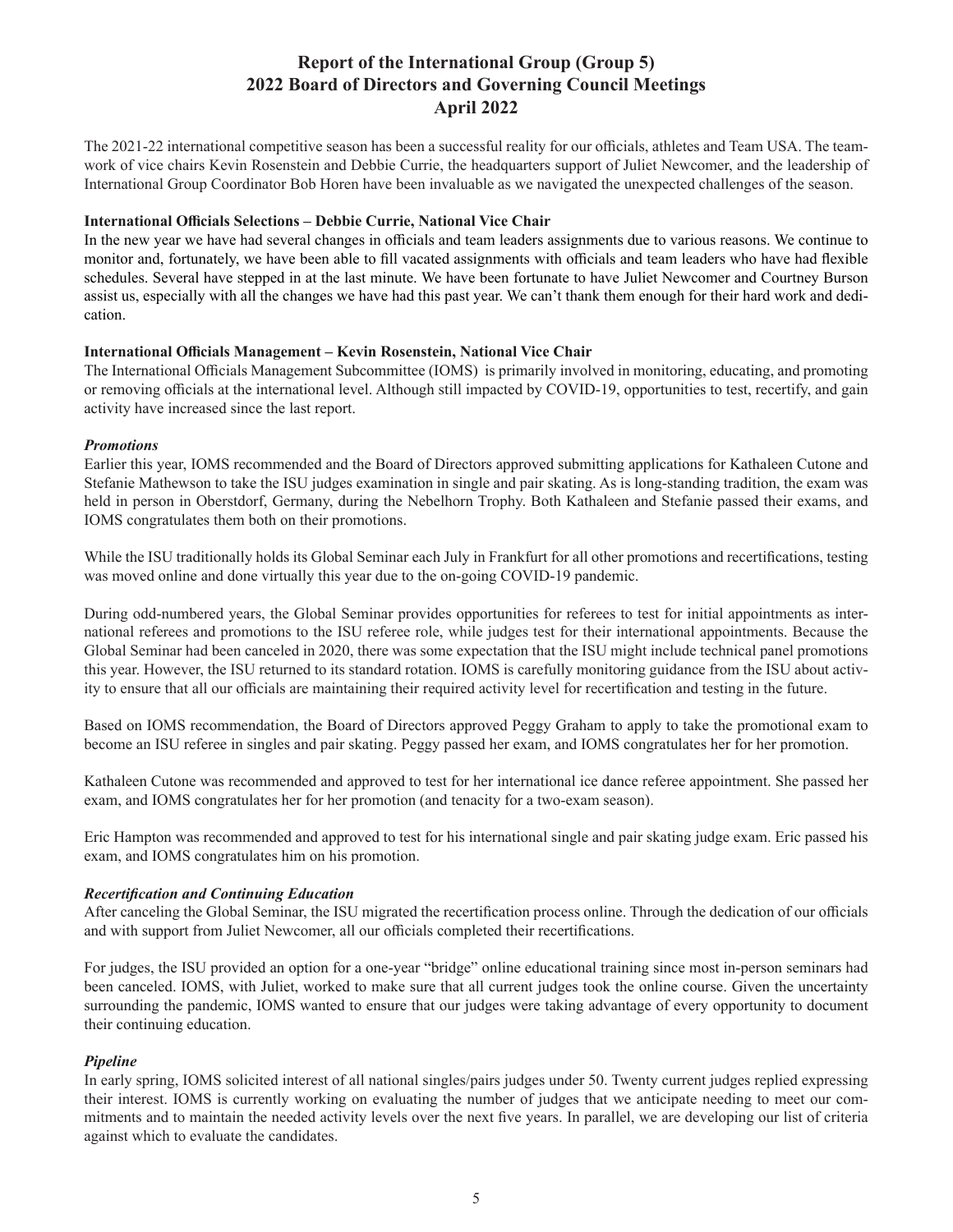# Report of the International Group (Group 5)
# 2022 Board of Directors and Governing Council Meetings
# April 2022

The 2021-22 international competitive season has been a successful reality for our officials, athletes and Team USA. The teamwork of vice chairs Kevin Rosenstein and Debbie Currie, the headquarters support of Juliet Newcomer, and the leadership of International Group Coordinator Bob Horen have been invaluable as we navigated the unexpected challenges of the season.

**International Officials Selections – Debbie Currie, National Vice Chair**

In the new year we have had several changes in officials and team leaders assignments due to various reasons. We continue to monitor and, fortunately, we have been able to fill vacated assignments with officials and team leaders who have had flexible schedules. Several have stepped in at the last minute. We have been fortunate to have Juliet Newcomer and Courtney Burson assist us, especially with all the changes we have had this past year. We can't thank them enough for their hard work and dedication.

**International Officials Management – Kevin Rosenstein, National Vice Chair**

The International Officials Management Subcommittee (IOMS) is primarily involved in monitoring, educating, and promoting or removing officials at the international level. Although still impacted by COVID-19, opportunities to test, recertify, and gain activity have increased since the last report.

***Promotions***

Earlier this year, IOMS recommended and the Board of Directors approved submitting applications for Kathaleen Cutone and Stefanie Mathewson to take the ISU judges examination in single and pair skating. As is long-standing tradition, the exam was held in person in Oberstdorf, Germany, during the Nebelhorn Trophy. Both Kathaleen and Stefanie passed their exams, and IOMS congratulates them both on their promotions.

While the ISU traditionally holds its Global Seminar each July in Frankfurt for all other promotions and recertifications, testing was moved online and done virtually this year due to the on-going COVID-19 pandemic.

During odd-numbered years, the Global Seminar provides opportunities for referees to test for initial appointments as international referees and promotions to the ISU referee role, while judges test for their international appointments. Because the Global Seminar had been canceled in 2020, there was some expectation that the ISU might include technical panel promotions this year. However, the ISU returned to its standard rotation. IOMS is carefully monitoring guidance from the ISU about activity to ensure that all our officials are maintaining their required activity level for recertification and testing in the future.

Based on IOMS recommendation, the Board of Directors approved Peggy Graham to apply to take the promotional exam to become an ISU referee in singles and pair skating. Peggy passed her exam, and IOMS congratulates her for her promotion.

Kathaleen Cutone was recommended and approved to test for her international ice dance referee appointment. She passed her exam, and IOMS congratulates her for her promotion (and tenacity for a two-exam season).

Eric Hampton was recommended and approved to test for his international single and pair skating judge exam. Eric passed his exam, and IOMS congratulates him on his promotion.

***Recertification and Continuing Education***

After canceling the Global Seminar, the ISU migrated the recertification process online. Through the dedication of our officials and with support from Juliet Newcomer, all our officials completed their recertifications.

For judges, the ISU provided an option for a one-year "bridge" online educational training since most in-person seminars had been canceled. IOMS, with Juliet, worked to make sure that all current judges took the online course. Given the uncertainty surrounding the pandemic, IOMS wanted to ensure that our judges were taking advantage of every opportunity to document their continuing education.

***Pipeline***

In early spring, IOMS solicited interest of all national singles/pairs judges under 50. Twenty current judges replied expressing their interest. IOMS is currently working on evaluating the number of judges that we anticipate needing to meet our commitments and to maintain the needed activity levels over the next five years. In parallel, we are developing our list of criteria against which to evaluate the candidates.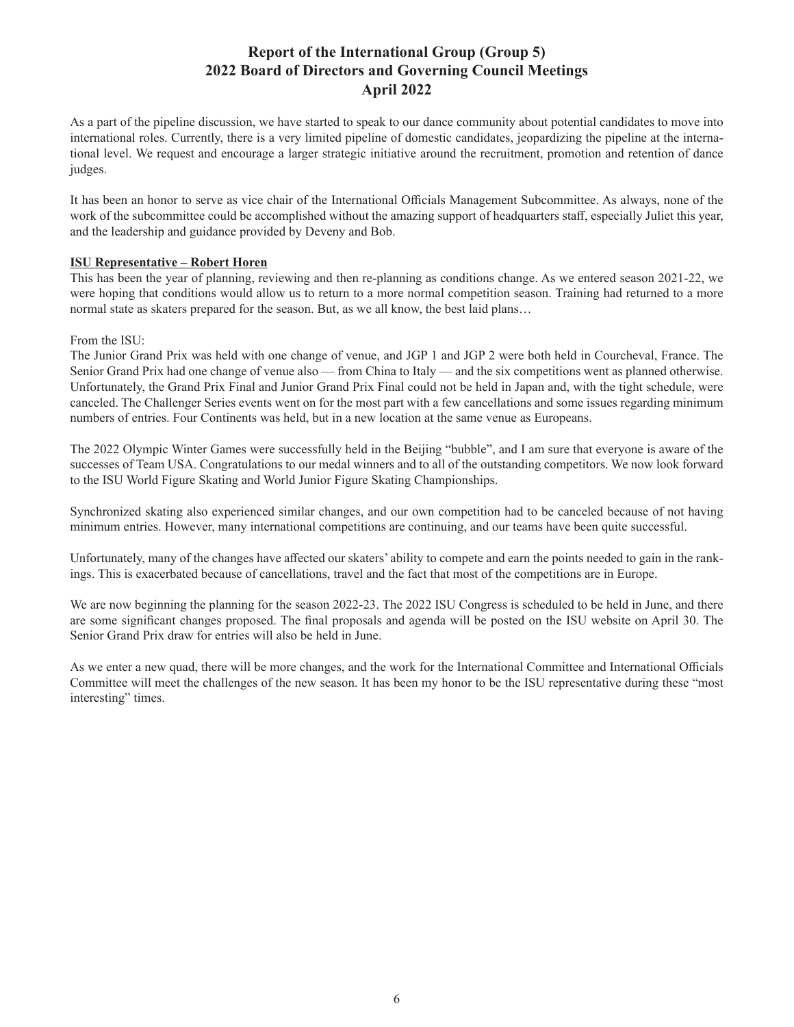# Report of the International Group (Group 5)
# 2022 Board of Directors and Governing Council Meetings
# April 2022

As a part of the pipeline discussion, we have started to speak to our dance community about potential candidates to move into international roles. Currently, there is a very limited pipeline of domestic candidates, jeopardizing the pipeline at the international level. We request and encourage a larger strategic initiative around the recruitment, promotion and retention of dance judges.

It has been an honor to serve as vice chair of the International Officials Management Subcommittee. As always, none of the work of the subcommittee could be accomplished without the amazing support of headquarters staff, especially Juliet this year, and the leadership and guidance provided by Deveny and Bob.

**ISU Representative – Robert Horen**

This has been the year of planning, reviewing and then re-planning as conditions change. As we entered season 2021-22, we were hoping that conditions would allow us to return to a more normal competition season. Training had returned to a more normal state as skaters prepared for the season. But, as we all know, the best laid plans…

From the ISU:

The Junior Grand Prix was held with one change of venue, and JGP 1 and JGP 2 were both held in Courcheval, France. The Senior Grand Prix had one change of venue also — from China to Italy — and the six competitions went as planned otherwise. Unfortunately, the Grand Prix Final and Junior Grand Prix Final could not be held in Japan and, with the tight schedule, were canceled. The Challenger Series events went on for the most part with a few cancellations and some issues regarding minimum numbers of entries. Four Continents was held, but in a new location at the same venue as Europeans.

The 2022 Olympic Winter Games were successfully held in the Beijing "bubble", and I am sure that everyone is aware of the successes of Team USA. Congratulations to our medal winners and to all of the outstanding competitors. We now look forward to the ISU World Figure Skating and World Junior Figure Skating Championships.

Synchronized skating also experienced similar changes, and our own competition had to be canceled because of not having minimum entries. However, many international competitions are continuing, and our teams have been quite successful.

Unfortunately, many of the changes have affected our skaters' ability to compete and earn the points needed to gain in the rankings. This is exacerbated because of cancellations, travel and the fact that most of the competitions are in Europe.

We are now beginning the planning for the season 2022-23. The 2022 ISU Congress is scheduled to be held in June, and there are some significant changes proposed. The final proposals and agenda will be posted on the ISU website on April 30. The Senior Grand Prix draw for entries will also be held in June.

As we enter a new quad, there will be more changes, and the work for the International Committee and International Officials Committee will meet the challenges of the new season. It has been my honor to be the ISU representative during these "most interesting" times.